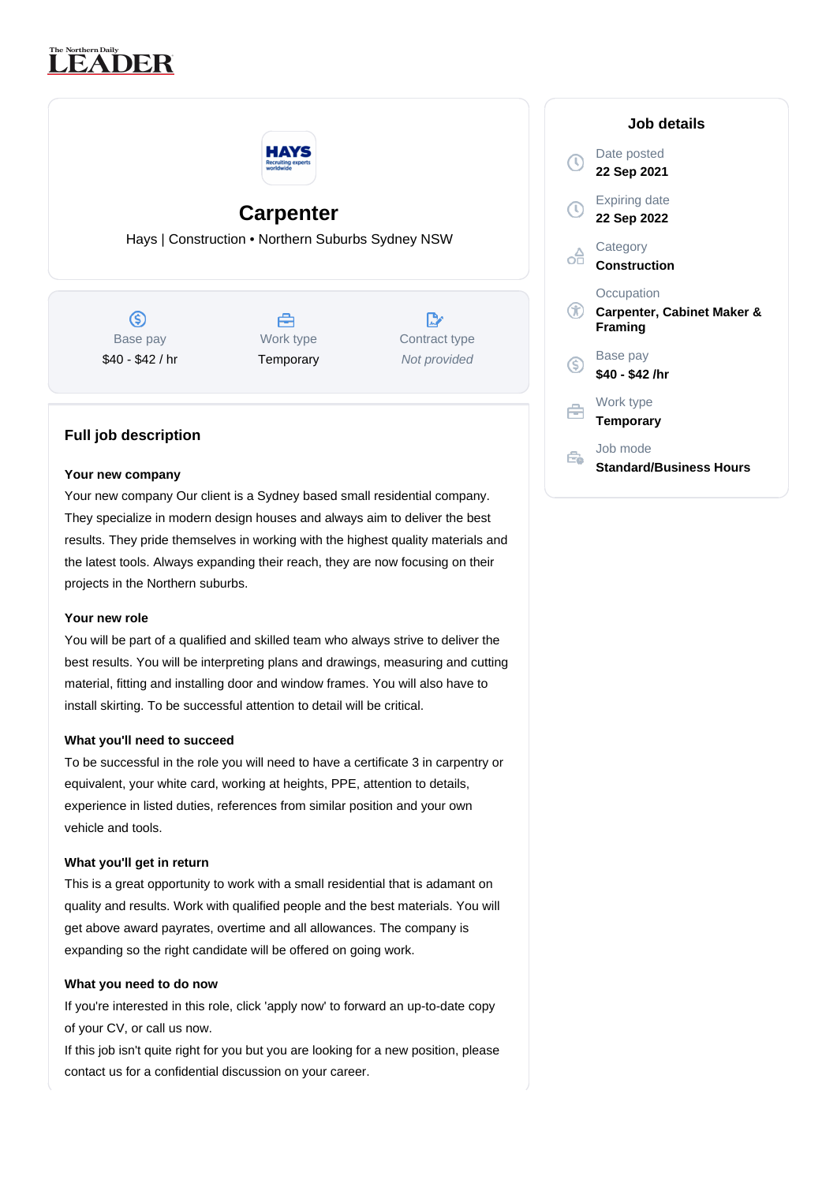# Carpenter

Hays | Construction • Northern Suburbs Sydney NSW

| Base pay | Work type | Contract type |
|---|---|---|
| $40 - $42 / hr | Temporary | *Not provided* |

## Job details

Date posted
**22 Sep 2021**

Expiring date
**22 Sep 2022**

Category
**Construction**

Occupation
**Carpenter, Cabinet Maker & Framing**

Base pay
**$40 - $42 /hr**

Work type
**Temporary**

Job mode
**Standard/Business Hours**

## Full job description

**Your new company**

Your new company Our client is a Sydney based small residential company. They specialize in modern design houses and always aim to deliver the best results. They pride themselves in working with the highest quality materials and the latest tools. Always expanding their reach, they are now focusing on their projects in the Northern suburbs.

**Your new role**

You will be part of a qualified and skilled team who always strive to deliver the best results. You will be interpreting plans and drawings, measuring and cutting material, fitting and installing door and window frames. You will also have to install skirting. To be successful attention to detail will be critical.

**What you'll need to succeed**

To be successful in the role you will need to have a certificate 3 in carpentry or equivalent, your white card, working at heights, PPE, attention to details, experience in listed duties, references from similar position and your own vehicle and tools.

**What you'll get in return**

This is a great opportunity to work with a small residential that is adamant on quality and results. Work with qualified people and the best materials. You will get above award payrates, overtime and all allowances. The company is expanding so the right candidate will be offered on going work.

**What you need to do now**

If you're interested in this role, click 'apply now' to forward an up-to-date copy of your CV, or call us now.

If this job isn't quite right for you but you are looking for a new position, please contact us for a confidential discussion on your career.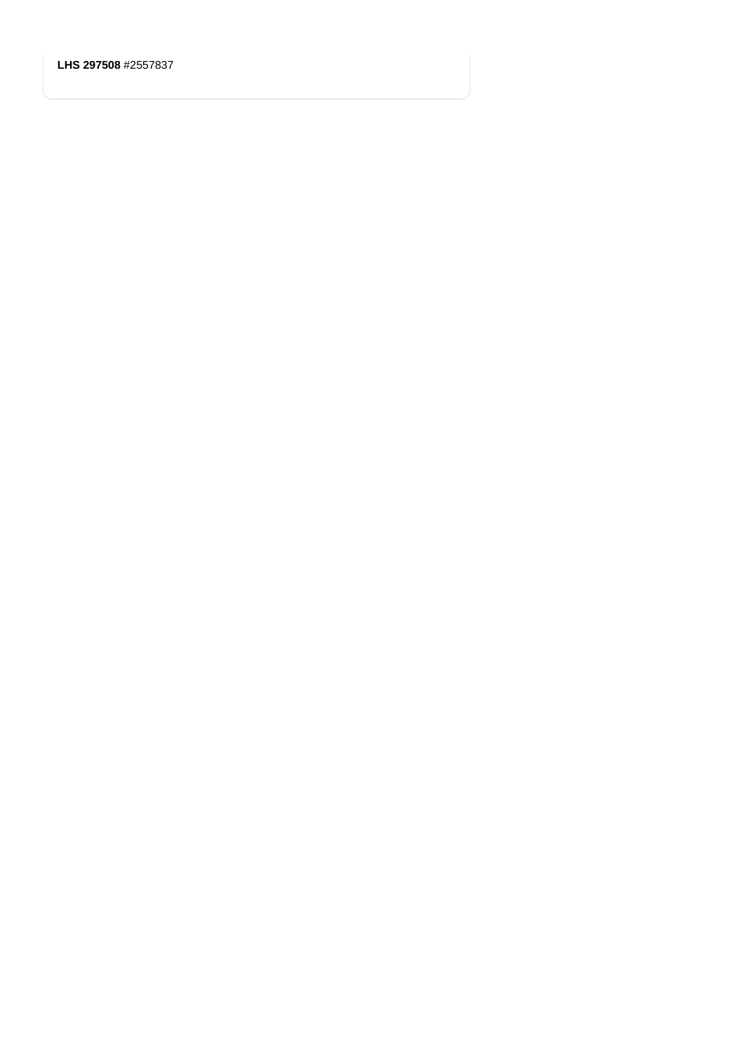**LHS 297508** #2557837